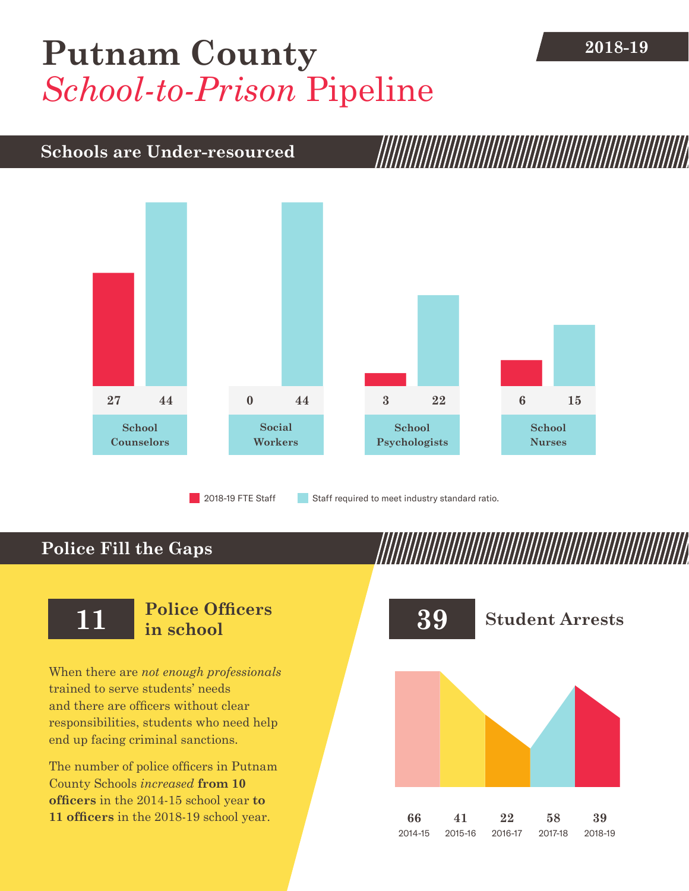# Putnam County *School-to-Prison* Pipeline

**2018-19**

## Schools are Under-resourced

| | 2018-19 FTE Staff | Staff required to meet industry standard ratio. |
|---|---|---|
| School Counselors | 27 | 44 |
| Social Workers | 0 | 44 |
| School Psychologists | 3 | 22 |
| School Nurses | 6 | 15 |

## Police Fill the Gaps

**11** **Police Officers in school**

When there are *not enough professionals* trained to serve students' needs and there are officers without clear responsibilities, students who need help end up facing criminal sanctions.

The number of police officers in Putnam County Schools *increased* **from 10 officers** in the 2014-15 school year **to 11 officers** in the 2018-19 school year.

**39** **Student Arrests**

| 2014-15 | 2015-16 | 2016-17 | 2017-18 | 2018-19 |
|---|---|---|---|---|
| 66 | 41 | 22 | 58 | 39 |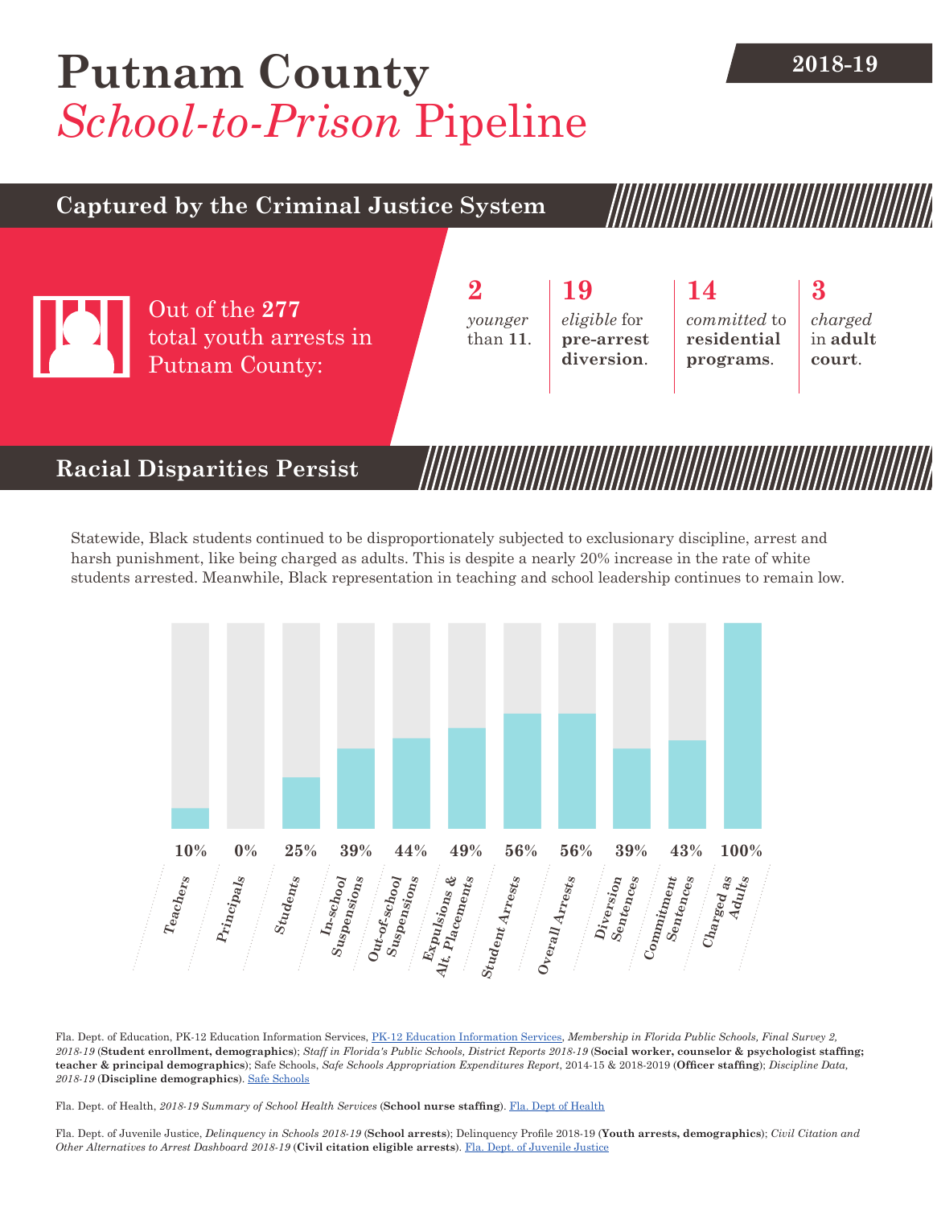# Putnam County *School-to-Prison* Pipeline

2018-19

## Captured by the Criminal Justice System

Out of the **277** total youth arrests in Putnam County:

**2** *younger* than **11**.

**19** *eligible* for **pre-arrest diversion**.

**14** *committed* to **residential programs**.

**3** *charged* in **adult court**.

## Racial Disparities Persist

Statewide, Black students continued to be disproportionately subjected to exclusionary discipline, arrest and harsh punishment, like being charged as adults. This is despite a nearly 20% increase in the rate of white students arrested. Meanwhile, Black representation in teaching and school leadership continues to remain low.

10% Teachers
0% Principals
25% Students
39% In-school Suspensions
44% Out-of-school Suspensions
49% Expulsions & Alt. Placements
56% Student Arrests
56% Overall Arrests
39% Diversion Sentences
43% Commitment Sentences
100% Charged as Adults

Fla. Dept. of Education, PK-12 Education Information Services, PK-12 Education Information Services, *Membership in Florida Public Schools, Final Survey 2, 2018-19* (**Student enrollment, demographics**); *Staff in Florida's Public Schools, District Reports 2018-19* (**Social worker, counselor & psychologist staffing; teacher & principal demographics**); Safe Schools, *Safe Schools Appropriation Expenditures Report*, 2014-15 & 2018-2019 (**Officer staffing**); *Discipline Data, 2018-19* (**Discipline demographics**). Safe Schools

Fla. Dept. of Health, *2018-19 Summary of School Health Services* (**School nurse staffing**). Fla. Dept of Health

Fla. Dept. of Juvenile Justice, *Delinquency in Schools 2018-19* (**School arrests**); Delinquency Profile 2018-19 (**Youth arrests, demographics**); *Civil Citation and Other Alternatives to Arrest Dashboard 2018-19* (**Civil citation eligible arrests**). Fla. Dept. of Juvenile Justice